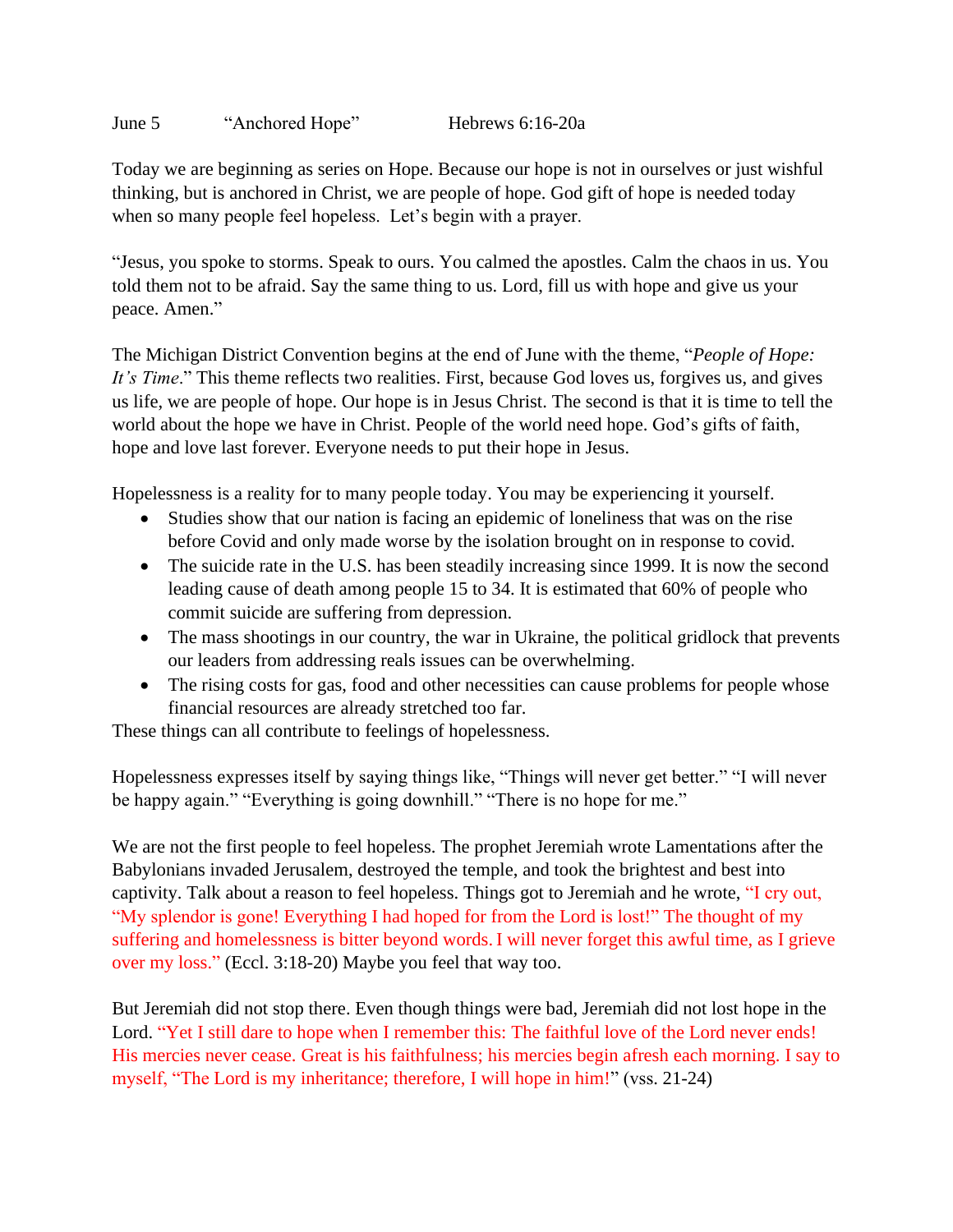June 5 “Anchored Hope” Hebrews 6:16-20a

Today we are beginning as series on Hope. Because our hope is not in ourselves or just wishful thinking, but is anchored in Christ, we are people of hope. God gift of hope is needed today when so many people feel hopeless. Let’s begin with a prayer.

“Jesus, you spoke to storms. Speak to ours. You calmed the apostles. Calm the chaos in us. You told them not to be afraid. Say the same thing to us. Lord, fill us with hope and give us your peace. Amen.”

The Michigan District Convention begins at the end of June with the theme, “*People of Hope: It’s Time*.” This theme reflects two realities. First, because God loves us, forgives us, and gives us life, we are people of hope. Our hope is in Jesus Christ. The second is that it is time to tell the world about the hope we have in Christ. People of the world need hope. God’s gifts of faith, hope and love last forever. Everyone needs to put their hope in Jesus.

Hopelessness is a reality for to many people today. You may be experiencing it yourself.

- Studies show that our nation is facing an epidemic of loneliness that was on the rise before Covid and only made worse by the isolation brought on in response to covid.
- The suicide rate in the U.S. has been steadily increasing since 1999. It is now the second leading cause of death among people 15 to 34. It is estimated that 60% of people who commit suicide are suffering from depression.
- The mass shootings in our country, the war in Ukraine, the political gridlock that prevents our leaders from addressing reals issues can be overwhelming.
- The rising costs for gas, food and other necessities can cause problems for people whose financial resources are already stretched too far.

These things can all contribute to feelings of hopelessness.

Hopelessness expresses itself by saying things like, “Things will never get better.” “I will never be happy again.” “Everything is going downhill.” “There is no hope for me.”

We are not the first people to feel hopeless. The prophet Jeremiah wrote Lamentations after the Babylonians invaded Jerusalem, destroyed the temple, and took the brightest and best into captivity. Talk about a reason to feel hopeless. Things got to Jeremiah and he wrote, “I cry out, “My splendor is gone! Everything I had hoped for from the Lord is lost!” The thought of my suffering and homelessness is bitter beyond words. I will never forget this awful time, as I grieve over my loss.” (Eccl. 3:18-20) Maybe you feel that way too.

But Jeremiah did not stop there. Even though things were bad, Jeremiah did not lost hope in the Lord. “Yet I still dare to hope when I remember this: The faithful love of the Lord never ends! His mercies never cease. Great is his faithfulness; his mercies begin afresh each morning. I say to myself, “The Lord is my inheritance; therefore, I will hope in him!” (vss. 21-24)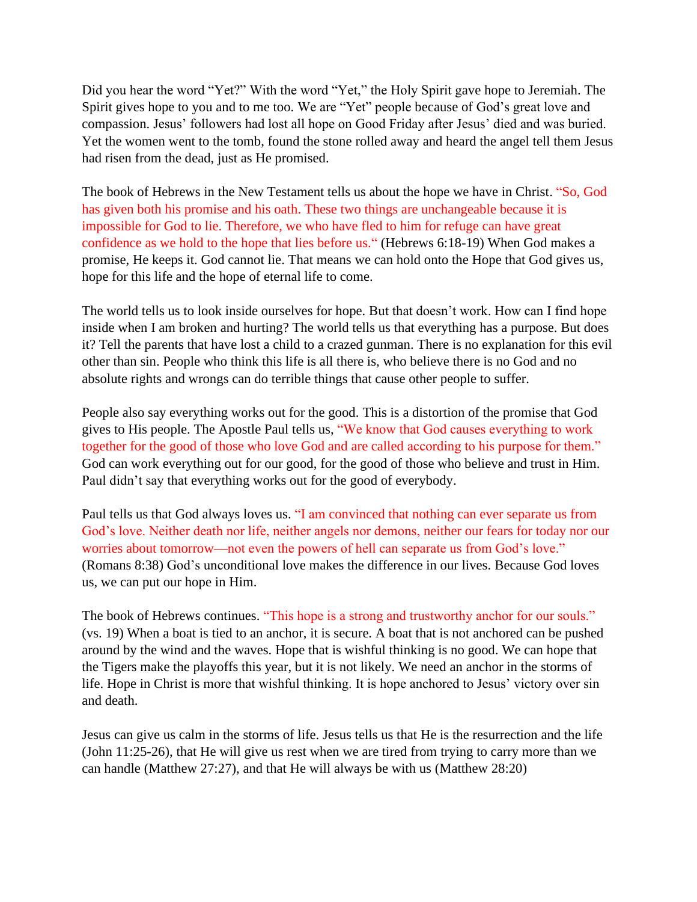Did you hear the word “Yet?” With the word “Yet,” the Holy Spirit gave hope to Jeremiah. The Spirit gives hope to you and to me too. We are “Yet” people because of God’s great love and compassion. Jesus’ followers had lost all hope on Good Friday after Jesus’ died and was buried. Yet the women went to the tomb, found the stone rolled away and heard the angel tell them Jesus had risen from the dead, just as He promised.

The book of Hebrews in the New Testament tells us about the hope we have in Christ. “So, God has given both his promise and his oath. These two things are unchangeable because it is impossible for God to lie. Therefore, we who have fled to him for refuge can have great confidence as we hold to the hope that lies before us.“ (Hebrews 6:18-19) When God makes a promise, He keeps it. God cannot lie. That means we can hold onto the Hope that God gives us, hope for this life and the hope of eternal life to come.

The world tells us to look inside ourselves for hope. But that doesn’t work. How can I find hope inside when I am broken and hurting? The world tells us that everything has a purpose. But does it? Tell the parents that have lost a child to a crazed gunman. There is no explanation for this evil other than sin. People who think this life is all there is, who believe there is no God and no absolute rights and wrongs can do terrible things that cause other people to suffer.

People also say everything works out for the good. This is a distortion of the promise that God gives to His people. The Apostle Paul tells us, “We know that God causes everything to work together for the good of those who love God and are called according to his purpose for them.” God can work everything out for our good, for the good of those who believe and trust in Him. Paul didn’t say that everything works out for the good of everybody.

Paul tells us that God always loves us. “I am convinced that nothing can ever separate us from God’s love. Neither death nor life, neither angels nor demons, neither our fears for today nor our worries about tomorrow—not even the powers of hell can separate us from God’s love.” (Romans 8:38) God’s unconditional love makes the difference in our lives. Because God loves us, we can put our hope in Him.

The book of Hebrews continues. “This hope is a strong and trustworthy anchor for our souls.” (vs. 19) When a boat is tied to an anchor, it is secure. A boat that is not anchored can be pushed around by the wind and the waves. Hope that is wishful thinking is no good. We can hope that the Tigers make the playoffs this year, but it is not likely. We need an anchor in the storms of life. Hope in Christ is more that wishful thinking. It is hope anchored to Jesus’ victory over sin and death.

Jesus can give us calm in the storms of life. Jesus tells us that He is the resurrection and the life (John 11:25-26), that He will give us rest when we are tired from trying to carry more than we can handle (Matthew 27:27), and that He will always be with us (Matthew 28:20)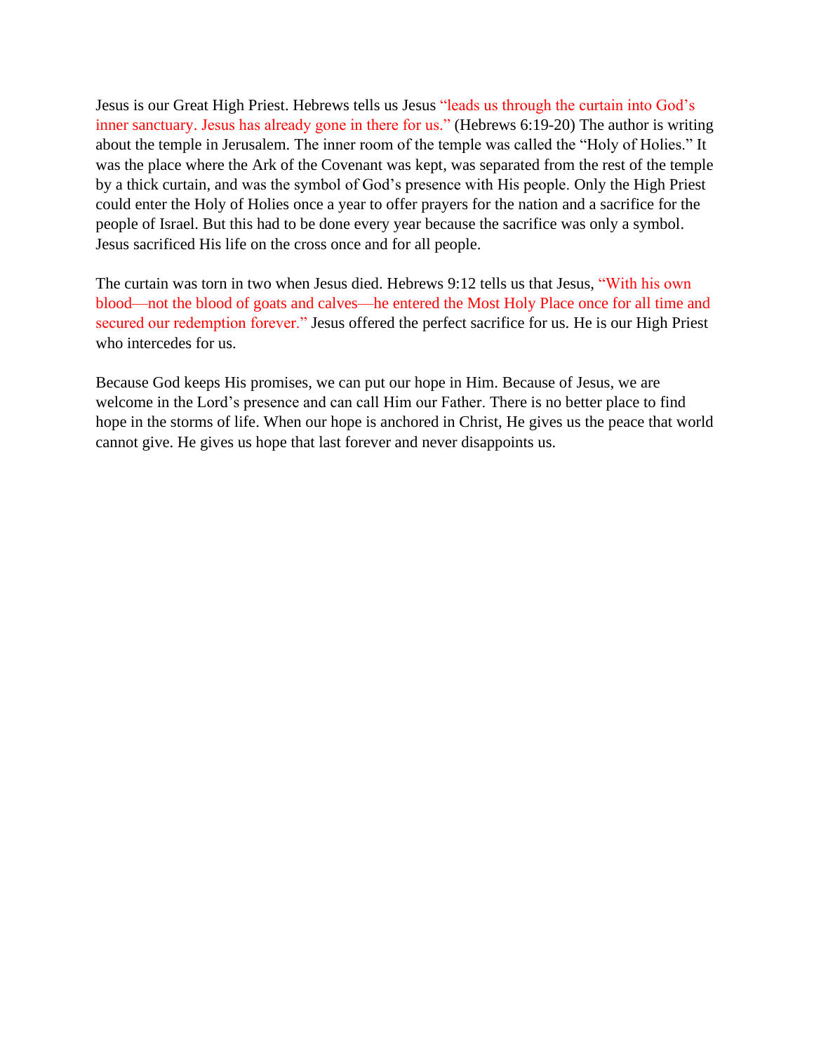Jesus is our Great High Priest. Hebrews tells us Jesus "leads us through the curtain into God's inner sanctuary. Jesus has already gone in there for us." (Hebrews 6:19-20) The author is writing about the temple in Jerusalem. The inner room of the temple was called the "Holy of Holies." It was the place where the Ark of the Covenant was kept, was separated from the rest of the temple by a thick curtain, and was the symbol of God's presence with His people. Only the High Priest could enter the Holy of Holies once a year to offer prayers for the nation and a sacrifice for the people of Israel. But this had to be done every year because the sacrifice was only a symbol. Jesus sacrificed His life on the cross once and for all people.

The curtain was torn in two when Jesus died. Hebrews 9:12 tells us that Jesus, "With his own blood—not the blood of goats and calves—he entered the Most Holy Place once for all time and secured our redemption forever." Jesus offered the perfect sacrifice for us. He is our High Priest who intercedes for us.

Because God keeps His promises, we can put our hope in Him. Because of Jesus, we are welcome in the Lord's presence and can call Him our Father. There is no better place to find hope in the storms of life. When our hope is anchored in Christ, He gives us the peace that world cannot give. He gives us hope that last forever and never disappoints us.